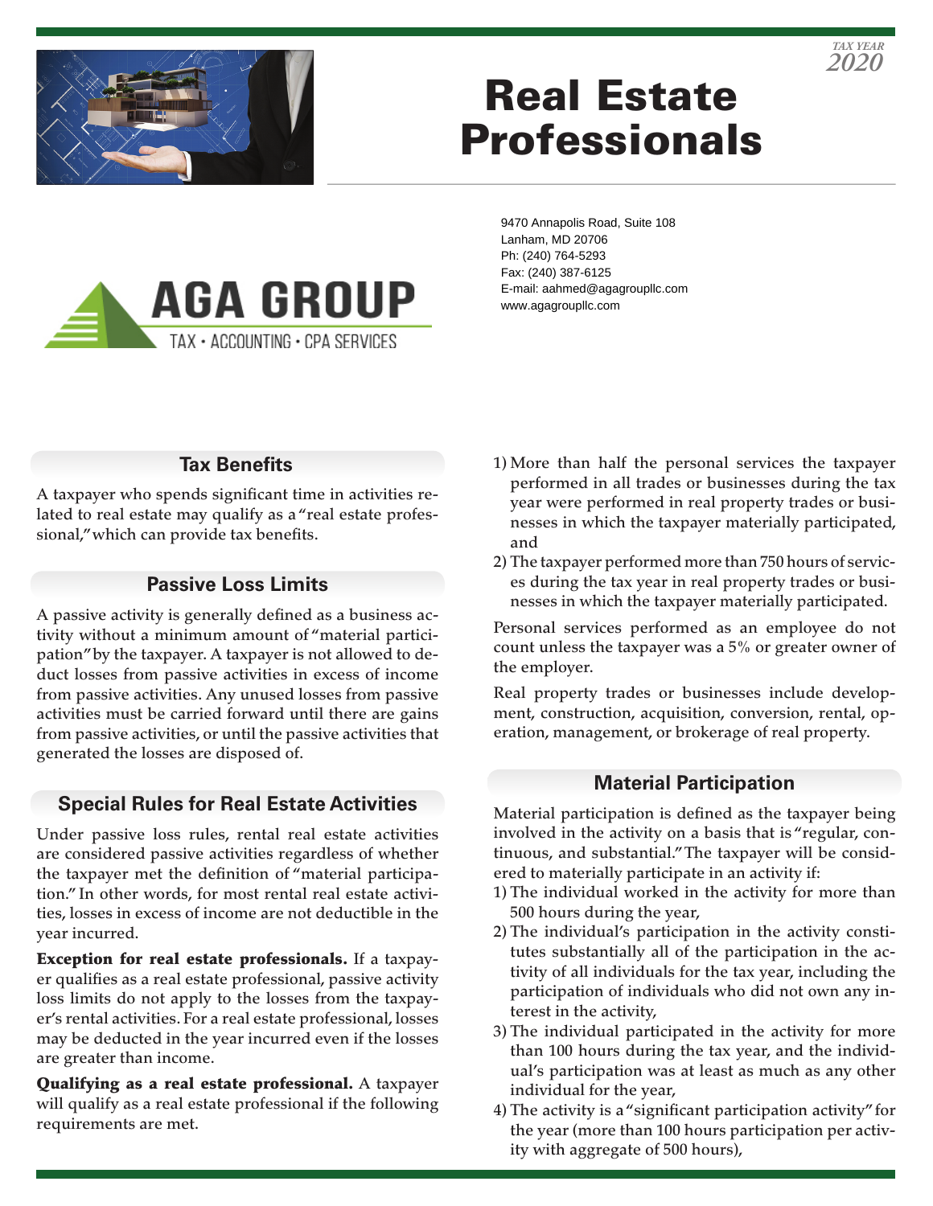TAX YEAR
2020

# Real Estate Professionals

AGA GROUP
TAX • ACCOUNTING • CPA SERVICES

9470 Annapolis Road, Suite 108
Lanham, MD 20706
Ph: (240) 764-5293
Fax: (240) 387-6125
E-mail: aahmed@agagroupllc.com
www.agagroupllc.com

## Tax Benefits

A taxpayer who spends significant time in activities related to real estate may qualify as a "real estate professional," which can provide tax benefits.

## Passive Loss Limits

A passive activity is generally defined as a business activity without a minimum amount of "material participation" by the taxpayer. A taxpayer is not allowed to deduct losses from passive activities in excess of income from passive activities. Any unused losses from passive activities must be carried forward until there are gains from passive activities, or until the passive activities that generated the losses are disposed of.

## Special Rules for Real Estate Activities

Under passive loss rules, rental real estate activities are considered passive activities regardless of whether the taxpayer met the definition of "material participation." In other words, for most rental real estate activities, losses in excess of income are not deductible in the year incurred.

**Exception for real estate professionals.** If a taxpayer qualifies as a real estate professional, passive activity loss limits do not apply to the losses from the taxpayer's rental activities. For a real estate professional, losses may be deducted in the year incurred even if the losses are greater than income.

**Qualifying as a real estate professional.** A taxpayer will qualify as a real estate professional if the following requirements are met.

1) More than half the personal services the taxpayer performed in all trades or businesses during the tax year were performed in real property trades or businesses in which the taxpayer materially participated, and
2) The taxpayer performed more than 750 hours of services during the tax year in real property trades or businesses in which the taxpayer materially participated.

Personal services performed as an employee do not count unless the taxpayer was a 5% or greater owner of the employer.

Real property trades or businesses include development, construction, acquisition, conversion, rental, operation, management, or brokerage of real property.

## Material Participation

Material participation is defined as the taxpayer being involved in the activity on a basis that is "regular, continuous, and substantial." The taxpayer will be considered to materially participate in an activity if:

1) The individual worked in the activity for more than 500 hours during the year,
2) The individual's participation in the activity constitutes substantially all of the participation in the activity of all individuals for the tax year, including the participation of individuals who did not own any interest in the activity,
3) The individual participated in the activity for more than 100 hours during the tax year, and the individual's participation was at least as much as any other individual for the year,
4) The activity is a "significant participation activity" for the year (more than 100 hours participation per activity with aggregate of 500 hours),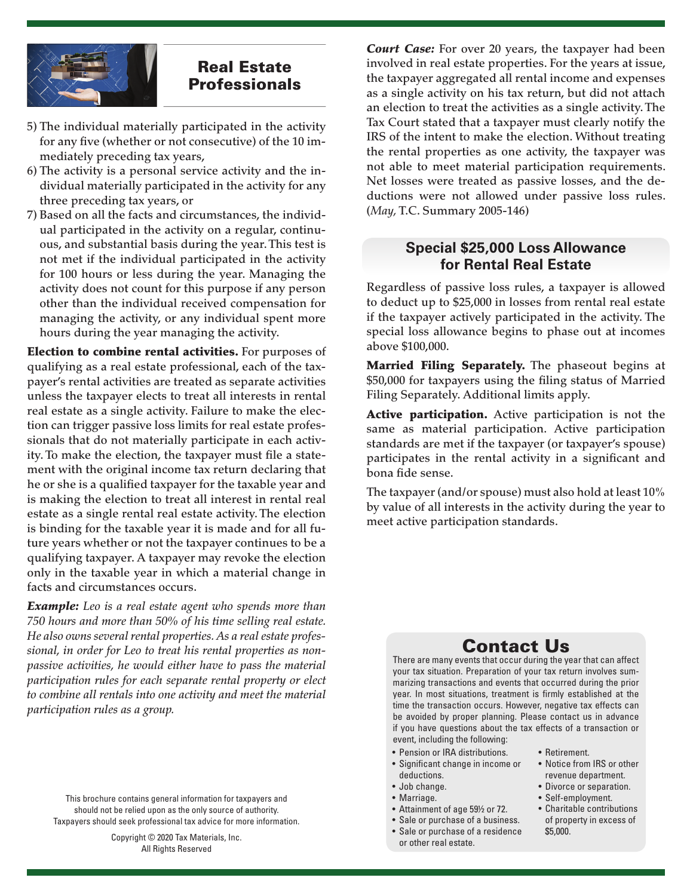## Real Estate Professionals

5) The individual materially participated in the activity for any five (whether or not consecutive) of the 10 immediately preceding tax years,
6) The activity is a personal service activity and the individual materially participated in the activity for any three preceding tax years, or
7) Based on all the facts and circumstances, the individual participated in the activity on a regular, continuous, and substantial basis during the year. This test is not met if the individual participated in the activity for 100 hours or less during the year. Managing the activity does not count for this purpose if any person other than the individual received compensation for managing the activity, or any individual spent more hours during the year managing the activity.

**Election to combine rental activities.** For purposes of qualifying as a real estate professional, each of the taxpayer's rental activities are treated as separate activities unless the taxpayer elects to treat all interests in rental real estate as a single activity. Failure to make the election can trigger passive loss limits for real estate professionals that do not materially participate in each activity. To make the election, the taxpayer must file a statement with the original income tax return declaring that he or she is a qualified taxpayer for the taxable year and is making the election to treat all interest in rental real estate as a single rental real estate activity. The election is binding for the taxable year it is made and for all future years whether or not the taxpayer continues to be a qualifying taxpayer. A taxpayer may revoke the election only in the taxable year in which a material change in facts and circumstances occurs.

***Example:*** *Leo is a real estate agent who spends more than 750 hours and more than 50% of his time selling real estate. He also owns several rental properties. As a real estate professional, in order for Leo to treat his rental properties as nonpassive activities, he would either have to pass the material participation rules for each separate rental property or elect to combine all rentals into one activity and meet the material participation rules as a group.*

***Court Case:*** For over 20 years, the taxpayer had been involved in real estate properties. For the years at issue, the taxpayer aggregated all rental income and expenses as a single activity on his tax return, but did not attach an election to treat the activities as a single activity. The Tax Court stated that a taxpayer must clearly notify the IRS of the intent to make the election. Without treating the rental properties as one activity, the taxpayer was not able to meet material participation requirements. Net losses were treated as passive losses, and the deductions were not allowed under passive loss rules. (*May,* T.C. Summary 2005-146)

### Special $25,000 Loss Allowance for Rental Real Estate

Regardless of passive loss rules, a taxpayer is allowed to deduct up to $25,000 in losses from rental real estate if the taxpayer actively participated in the activity. The special loss allowance begins to phase out at incomes above $100,000.

**Married Filing Separately.** The phaseout begins at $50,000 for taxpayers using the filing status of Married Filing Separately. Additional limits apply.

**Active participation.** Active participation is not the same as material participation. Active participation standards are met if the taxpayer (or taxpayer's spouse) participates in the rental activity in a significant and bona fide sense.

The taxpayer (and/or spouse) must also hold at least 10% by value of all interests in the activity during the year to meet active participation standards.

## Contact Us

There are many events that occur during the year that can affect your tax situation. Preparation of your tax return involves summarizing transactions and events that occurred during the prior year. In most situations, treatment is firmly established at the time the transaction occurs. However, negative tax effects can be avoided by proper planning. Please contact us in advance if you have questions about the tax effects of a transaction or event, including the following:

- Pension or IRA distributions.
- Significant change in income or deductions.
- Job change.
- Marriage.
- Attainment of age 59½ or 72.
- Sale or purchase of a business.
- Sale or purchase of a residence or other real estate.
- Retirement.
- Notice from IRS or other revenue department.
- Divorce or separation.
- Self-employment.
- Charitable contributions of property in excess of $5,000.

This brochure contains general information for taxpayers and should not be relied upon as the only source of authority. Taxpayers should seek professional tax advice for more information.

Copyright © 2020 Tax Materials, Inc. All Rights Reserved